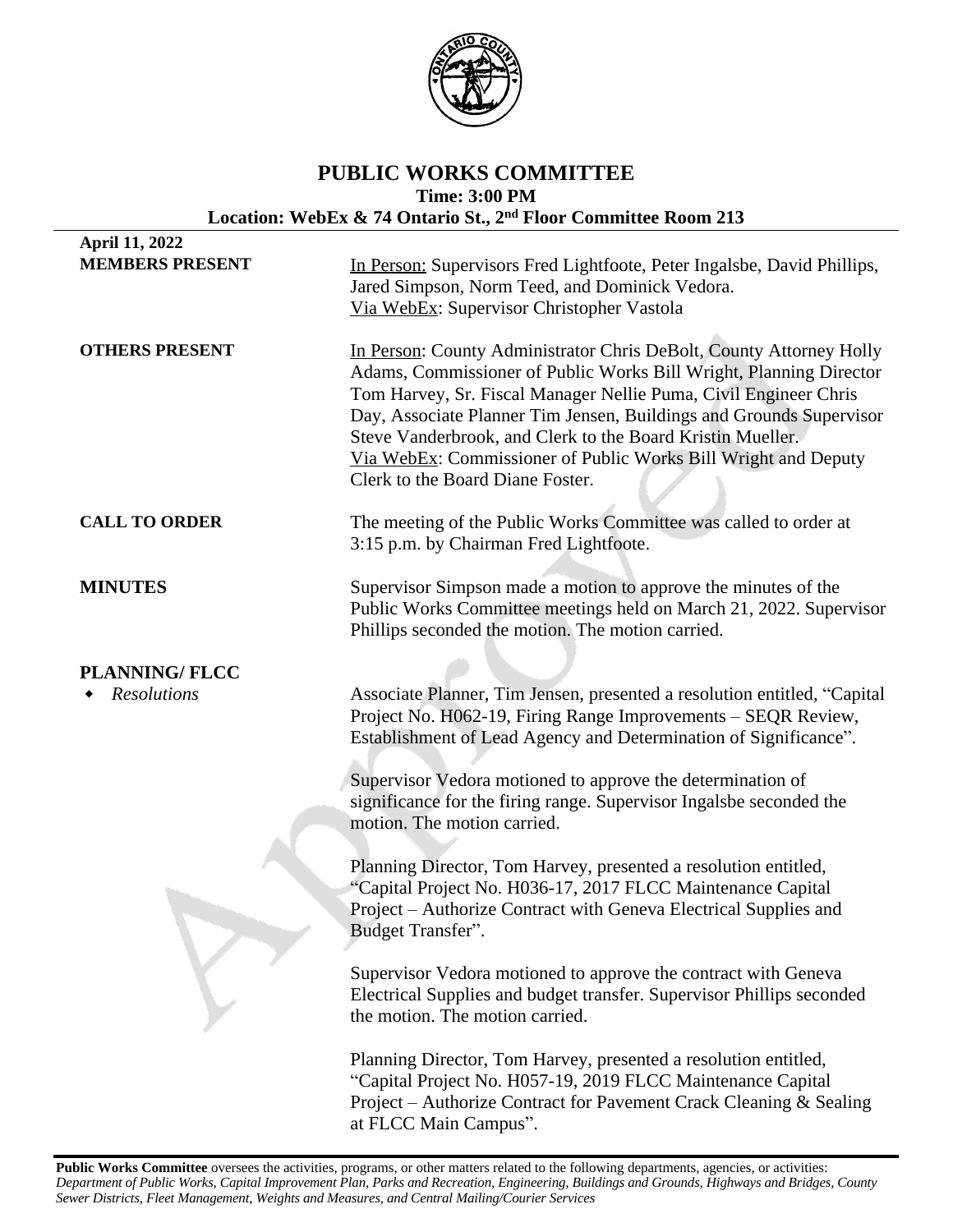# PUBLIC WORKS COMMITTEE

**Time: 3:00 PM**

**Location: WebEx & 74 Ontario St., 2nd Floor Committee Room 213**

**April 11, 2022**

**MEMBERS PRESENT**

In Person: Supervisors Fred Lightfoote, Peter Ingalsbe, David Phillips, Jared Simpson, Norm Teed, and Dominick Vedora.
Via WebEx: Supervisor Christopher Vastola

**OTHERS PRESENT**

In Person: County Administrator Chris DeBolt, County Attorney Holly Adams, Commissioner of Public Works Bill Wright, Planning Director Tom Harvey, Sr. Fiscal Manager Nellie Puma, Civil Engineer Chris Day, Associate Planner Tim Jensen, Buildings and Grounds Supervisor Steve Vanderbrook, and Clerk to the Board Kristin Mueller.
Via WebEx: Commissioner of Public Works Bill Wright and Deputy Clerk to the Board Diane Foster.

**CALL TO ORDER**

The meeting of the Public Works Committee was called to order at 3:15 p.m. by Chairman Fred Lightfoote.

**MINUTES**

Supervisor Simpson made a motion to approve the minutes of the Public Works Committee meetings held on March 21, 2022. Supervisor Phillips seconded the motion. The motion carried.

**PLANNING/ FLCC**

- *Resolutions*

Associate Planner, Tim Jensen, presented a resolution entitled, "Capital Project No. H062-19, Firing Range Improvements – SEQR Review, Establishment of Lead Agency and Determination of Significance".

Supervisor Vedora motioned to approve the determination of significance for the firing range. Supervisor Ingalsbe seconded the motion. The motion carried.

Planning Director, Tom Harvey, presented a resolution entitled, "Capital Project No. H036-17, 2017 FLCC Maintenance Capital Project – Authorize Contract with Geneva Electrical Supplies and Budget Transfer".

Supervisor Vedora motioned to approve the contract with Geneva Electrical Supplies and budget transfer. Supervisor Phillips seconded the motion. The motion carried.

Planning Director, Tom Harvey, presented a resolution entitled, "Capital Project No. H057-19, 2019 FLCC Maintenance Capital Project – Authorize Contract for Pavement Crack Cleaning & Sealing at FLCC Main Campus".

**Public Works Committee** oversees the activities, programs, or other matters related to the following departments, agencies, or activities: *Department of Public Works, Capital Improvement Plan, Parks and Recreation, Engineering, Buildings and Grounds, Highways and Bridges, County Sewer Districts, Fleet Management, Weights and Measures, and Central Mailing/Courier Services*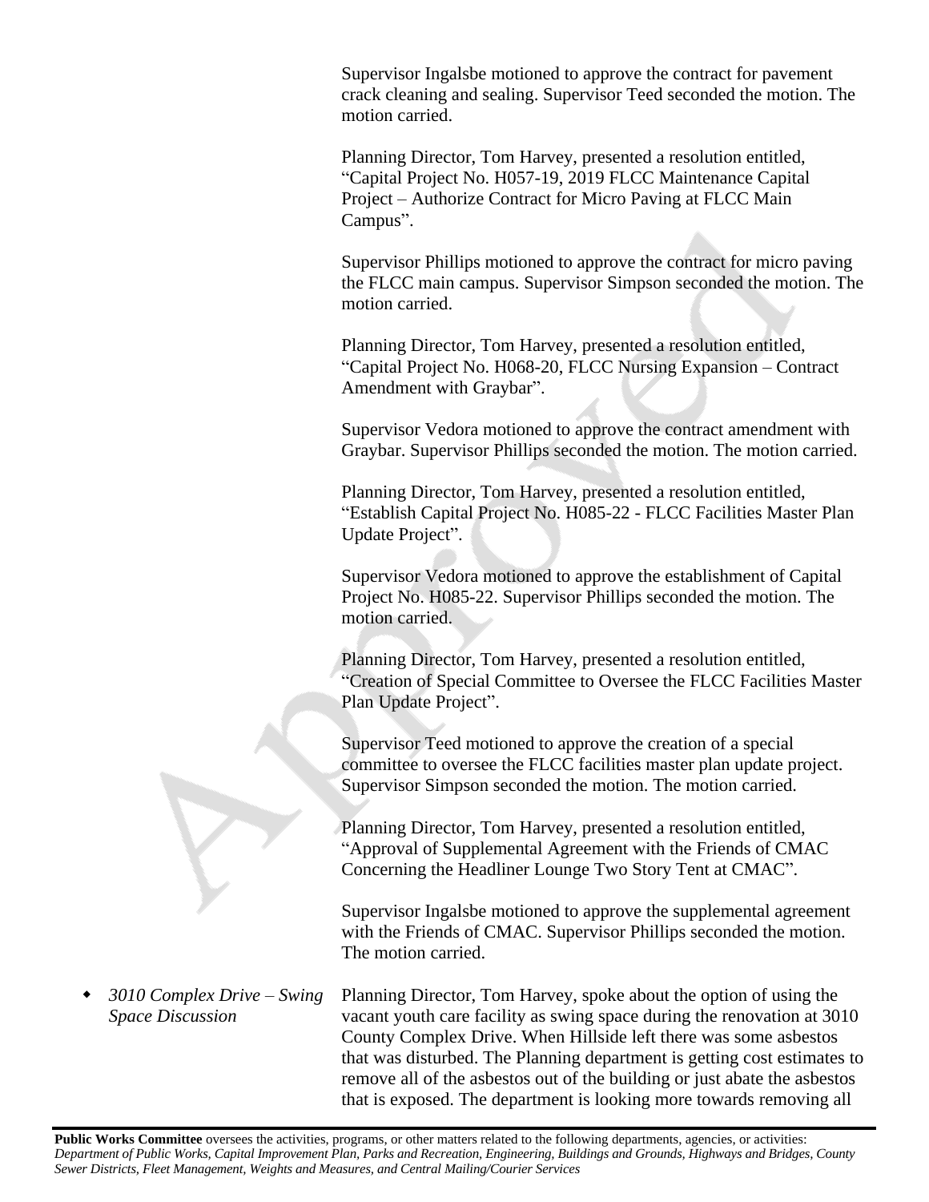Supervisor Ingalsbe motioned to approve the contract for pavement crack cleaning and sealing. Supervisor Teed seconded the motion. The motion carried.

Planning Director, Tom Harvey, presented a resolution entitled, "Capital Project No. H057-19, 2019 FLCC Maintenance Capital Project – Authorize Contract for Micro Paving at FLCC Main Campus".

Supervisor Phillips motioned to approve the contract for micro paving the FLCC main campus. Supervisor Simpson seconded the motion. The motion carried.

Planning Director, Tom Harvey, presented a resolution entitled, "Capital Project No. H068-20, FLCC Nursing Expansion – Contract Amendment with Graybar".

Supervisor Vedora motioned to approve the contract amendment with Graybar. Supervisor Phillips seconded the motion. The motion carried.

Planning Director, Tom Harvey, presented a resolution entitled, "Establish Capital Project No. H085-22 - FLCC Facilities Master Plan Update Project".

Supervisor Vedora motioned to approve the establishment of Capital Project No. H085-22. Supervisor Phillips seconded the motion. The motion carried.

Planning Director, Tom Harvey, presented a resolution entitled, "Creation of Special Committee to Oversee the FLCC Facilities Master Plan Update Project".

Supervisor Teed motioned to approve the creation of a special committee to oversee the FLCC facilities master plan update project. Supervisor Simpson seconded the motion. The motion carried.

Planning Director, Tom Harvey, presented a resolution entitled, "Approval of Supplemental Agreement with the Friends of CMAC Concerning the Headliner Lounge Two Story Tent at CMAC".

Supervisor Ingalsbe motioned to approve the supplemental agreement with the Friends of CMAC. Supervisor Phillips seconded the motion. The motion carried.

- *3010 Complex Drive – Swing Space Discussion*

Planning Director, Tom Harvey, spoke about the option of using the vacant youth care facility as swing space during the renovation at 3010 County Complex Drive. When Hillside left there was some asbestos that was disturbed. The Planning department is getting cost estimates to remove all of the asbestos out of the building or just abate the asbestos that is exposed. The department is looking more towards removing all

**Public Works Committee** oversees the activities, programs, or other matters related to the following departments, agencies, or activities: *Department of Public Works, Capital Improvement Plan, Parks and Recreation, Engineering, Buildings and Grounds, Highways and Bridges, County Sewer Districts, Fleet Management, Weights and Measures, and Central Mailing/Courier Services*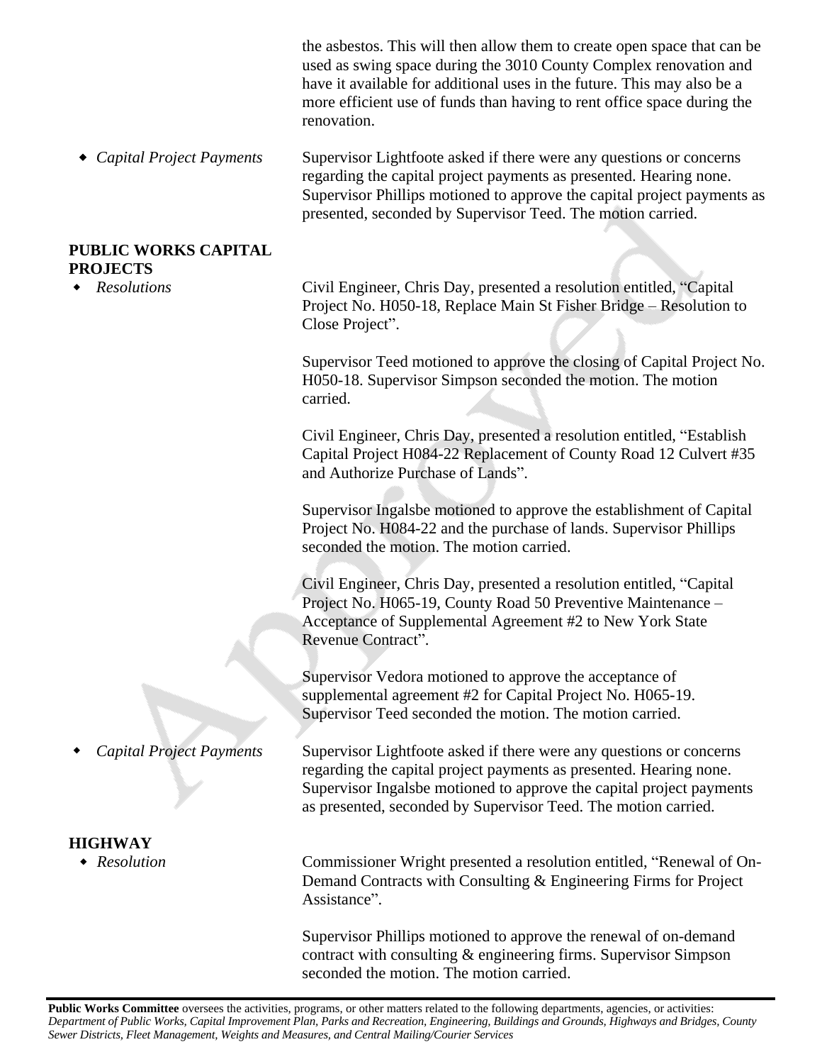the asbestos. This will then allow them to create open space that can be used as swing space during the 3010 County Complex renovation and have it available for additional uses in the future. This may also be a more efficient use of funds than having to rent office space during the renovation.

- *Capital Project Payments*

Supervisor Lightfoote asked if there were any questions or concerns regarding the capital project payments as presented. Hearing none. Supervisor Phillips motioned to approve the capital project payments as presented, seconded by Supervisor Teed. The motion carried.

**PUBLIC WORKS CAPITAL PROJECTS**

- *Resolutions*

Civil Engineer, Chris Day, presented a resolution entitled, "Capital Project No. H050-18, Replace Main St Fisher Bridge – Resolution to Close Project".

Supervisor Teed motioned to approve the closing of Capital Project No. H050-18. Supervisor Simpson seconded the motion. The motion carried.

Civil Engineer, Chris Day, presented a resolution entitled, "Establish Capital Project H084-22 Replacement of County Road 12 Culvert #35 and Authorize Purchase of Lands".

Supervisor Ingalsbe motioned to approve the establishment of Capital Project No. H084-22 and the purchase of lands. Supervisor Phillips seconded the motion. The motion carried.

Civil Engineer, Chris Day, presented a resolution entitled, "Capital Project No. H065-19, County Road 50 Preventive Maintenance – Acceptance of Supplemental Agreement #2 to New York State Revenue Contract".

Supervisor Vedora motioned to approve the acceptance of supplemental agreement #2 for Capital Project No. H065-19. Supervisor Teed seconded the motion. The motion carried.

- *Capital Project Payments*

Supervisor Lightfoote asked if there were any questions or concerns regarding the capital project payments as presented. Hearing none. Supervisor Ingalsbe motioned to approve the capital project payments as presented, seconded by Supervisor Teed. The motion carried.

**HIGHWAY**

- *Resolution*

Commissioner Wright presented a resolution entitled, "Renewal of On-Demand Contracts with Consulting & Engineering Firms for Project Assistance".

Supervisor Phillips motioned to approve the renewal of on-demand contract with consulting & engineering firms. Supervisor Simpson seconded the motion. The motion carried.

---

**Public Works Committee** oversees the activities, programs, or other matters related to the following departments, agencies, or activities: *Department of Public Works, Capital Improvement Plan, Parks and Recreation, Engineering, Buildings and Grounds, Highways and Bridges, County Sewer Districts, Fleet Management, Weights and Measures, and Central Mailing/Courier Services*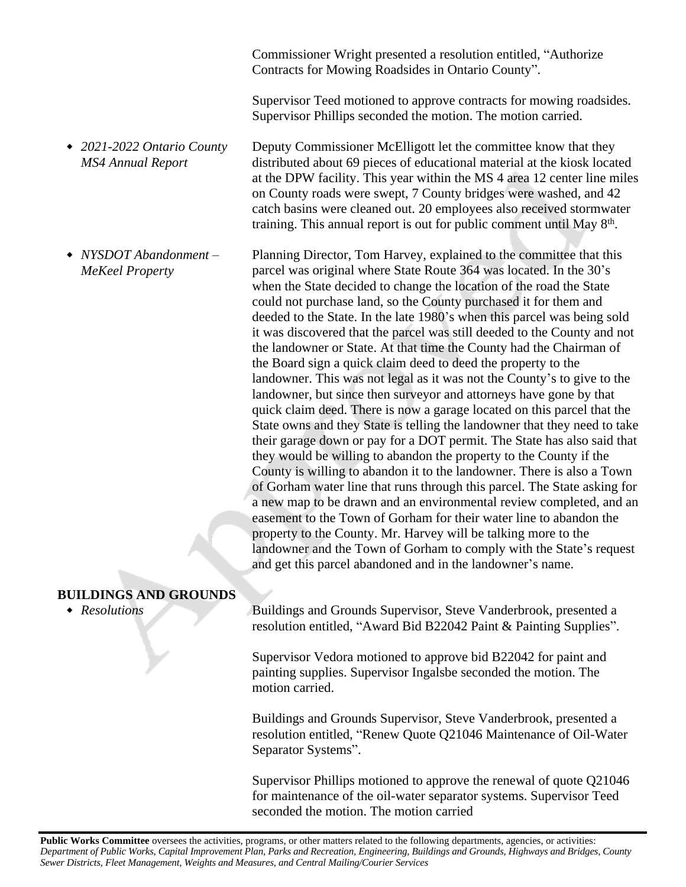Commissioner Wright presented a resolution entitled, "Authorize Contracts for Mowing Roadsides in Ontario County".

Supervisor Teed motioned to approve contracts for mowing roadsides. Supervisor Phillips seconded the motion. The motion carried.

- *2021-2022 Ontario County MS4 Annual Report*

Deputy Commissioner McElligott let the committee know that they distributed about 69 pieces of educational material at the kiosk located at the DPW facility. This year within the MS 4 area 12 center line miles on County roads were swept, 7 County bridges were washed, and 42 catch basins were cleaned out. 20 employees also received stormwater training. This annual report is out for public comment until May 8th.

- *NYSDOT Abandonment – MeKeel Property*

Planning Director, Tom Harvey, explained to the committee that this parcel was original where State Route 364 was located. In the 30's when the State decided to change the location of the road the State could not purchase land, so the County purchased it for them and deeded to the State. In the late 1980's when this parcel was being sold it was discovered that the parcel was still deeded to the County and not the landowner or State. At that time the County had the Chairman of the Board sign a quick claim deed to deed the property to the landowner. This was not legal as it was not the County's to give to the landowner, but since then surveyor and attorneys have gone by that quick claim deed. There is now a garage located on this parcel that the State owns and they State is telling the landowner that they need to take their garage down or pay for a DOT permit. The State has also said that they would be willing to abandon the property to the County if the County is willing to abandon it to the landowner. There is also a Town of Gorham water line that runs through this parcel. The State asking for a new map to be drawn and an environmental review completed, and an easement to the Town of Gorham for their water line to abandon the property to the County. Mr. Harvey will be talking more to the landowner and the Town of Gorham to comply with the State's request and get this parcel abandoned and in the landowner's name.

## BUILDINGS AND GROUNDS

- *Resolutions*

Buildings and Grounds Supervisor, Steve Vanderbrook, presented a resolution entitled, "Award Bid B22042 Paint & Painting Supplies".

Supervisor Vedora motioned to approve bid B22042 for paint and painting supplies. Supervisor Ingalsbe seconded the motion. The motion carried.

Buildings and Grounds Supervisor, Steve Vanderbrook, presented a resolution entitled, "Renew Quote Q21046 Maintenance of Oil-Water Separator Systems".

Supervisor Phillips motioned to approve the renewal of quote Q21046 for maintenance of the oil-water separator systems. Supervisor Teed seconded the motion. The motion carried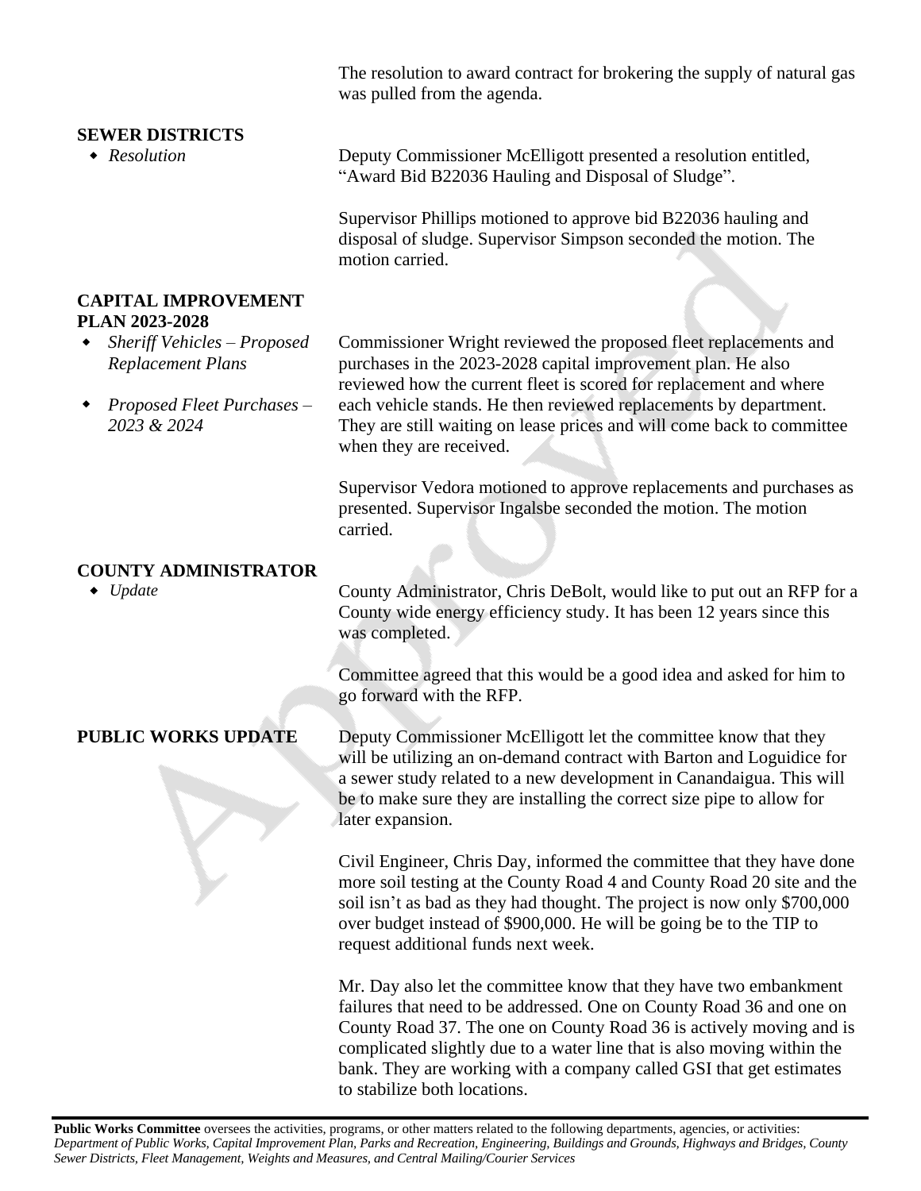The resolution to award contract for brokering the supply of natural gas was pulled from the agenda.

## SEWER DISTRICTS

- *Resolution*

Deputy Commissioner McElligott presented a resolution entitled, "Award Bid B22036 Hauling and Disposal of Sludge".

Supervisor Phillips motioned to approve bid B22036 hauling and disposal of sludge. Supervisor Simpson seconded the motion. The motion carried.

## CAPITAL IMPROVEMENT PLAN 2023-2028

- *Sheriff Vehicles – Proposed Replacement Plans*
- *Proposed Fleet Purchases – 2023 & 2024*

Commissioner Wright reviewed the proposed fleet replacements and purchases in the 2023-2028 capital improvement plan. He also reviewed how the current fleet is scored for replacement and where each vehicle stands. He then reviewed replacements by department. They are still waiting on lease prices and will come back to committee when they are received.

Supervisor Vedora motioned to approve replacements and purchases as presented. Supervisor Ingalsbe seconded the motion. The motion carried.

## COUNTY ADMINISTRATOR

- *Update*

County Administrator, Chris DeBolt, would like to put out an RFP for a County wide energy efficiency study. It has been 12 years since this was completed.

Committee agreed that this would be a good idea and asked for him to go forward with the RFP.

## PUBLIC WORKS UPDATE

Deputy Commissioner McElligott let the committee know that they will be utilizing an on-demand contract with Barton and Loguidice for a sewer study related to a new development in Canandaigua. This will be to make sure they are installing the correct size pipe to allow for later expansion.

Civil Engineer, Chris Day, informed the committee that they have done more soil testing at the County Road 4 and County Road 20 site and the soil isn't as bad as they had thought. The project is now only $700,000 over budget instead of $900,000. He will be going be to the TIP to request additional funds next week.

Mr. Day also let the committee know that they have two embankment failures that need to be addressed. One on County Road 36 and one on County Road 37. The one on County Road 36 is actively moving and is complicated slightly due to a water line that is also moving within the bank. They are working with a company called GSI that get estimates to stabilize both locations.

**Public Works Committee** oversees the activities, programs, or other matters related to the following departments, agencies, or activities: *Department of Public Works, Capital Improvement Plan, Parks and Recreation, Engineering, Buildings and Grounds, Highways and Bridges, County Sewer Districts, Fleet Management, Weights and Measures, and Central Mailing/Courier Services*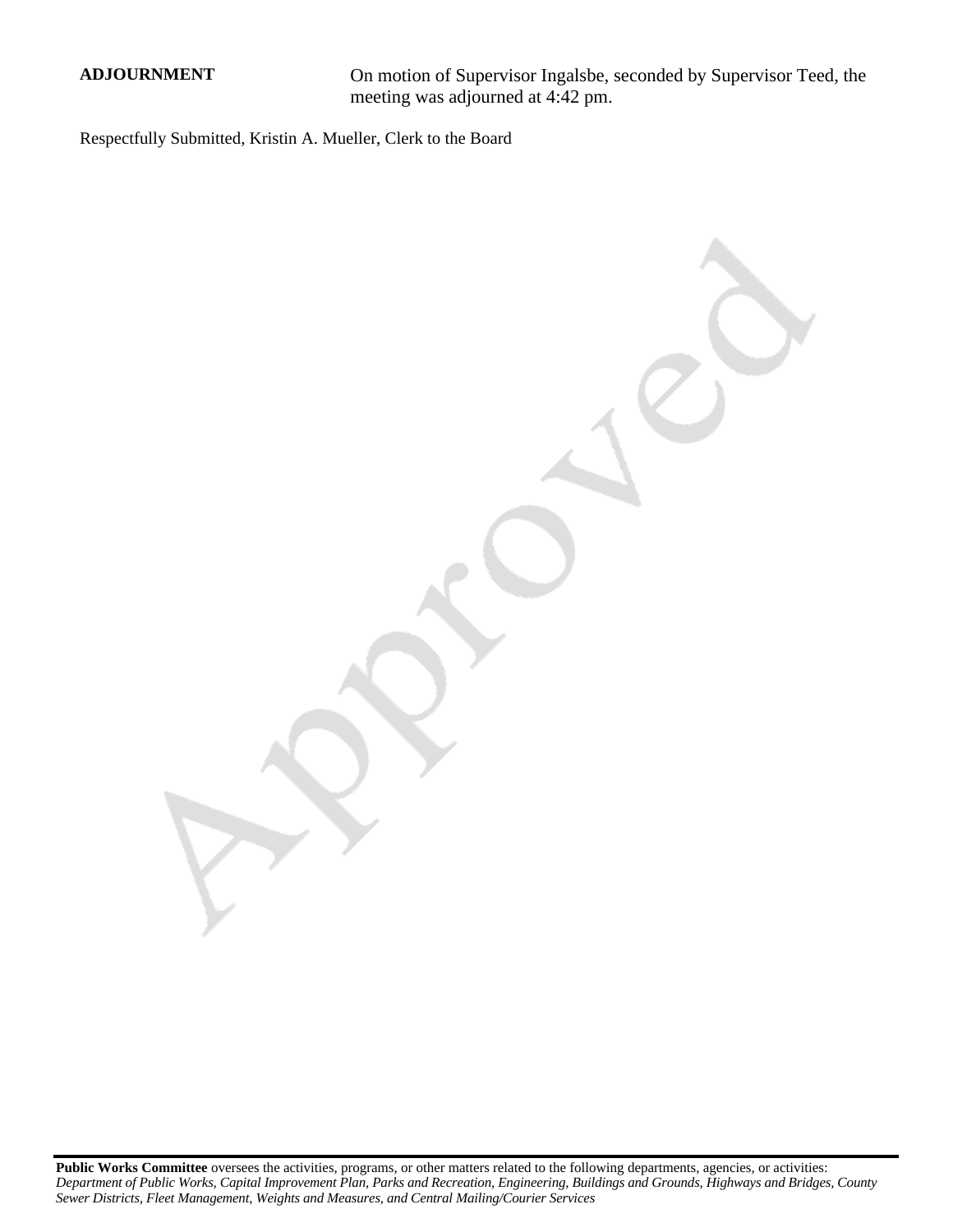**ADJOURNMENT**

On motion of Supervisor Ingalsbe, seconded by Supervisor Teed, the meeting was adjourned at 4:42 pm.

Respectfully Submitted, Kristin A. Mueller, Clerk to the Board